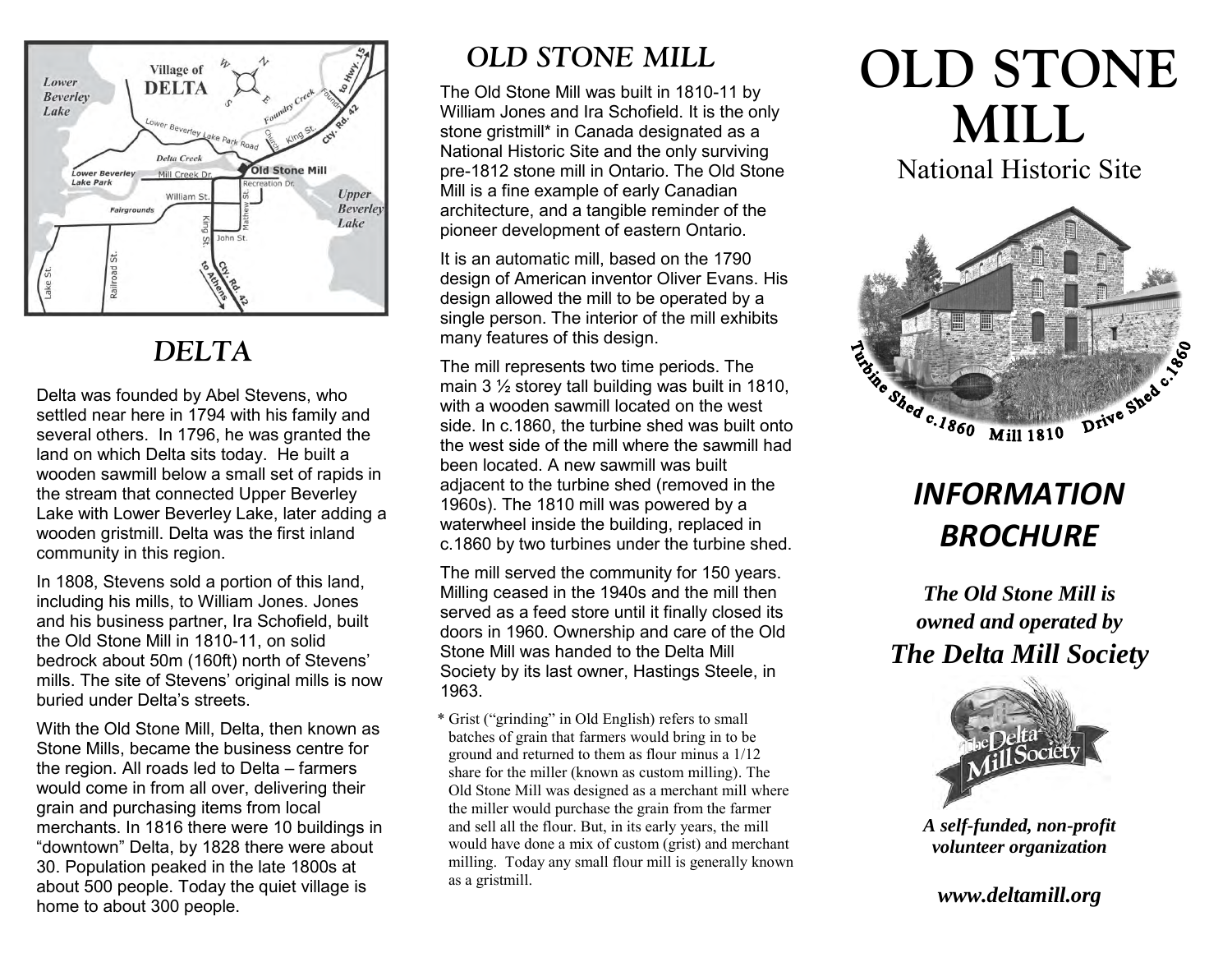## DELTA

Delta was founded by Abel Stevens, who settled near here in 1794 with his family and several others. In 1796, he was granted the land on which Delta sits today. He built a wooden sawmill below a small set of rapids in the stream that connected Upper Beverley Lake with Lower Beverley Lake, later adding a wooden gristmill. Delta was the first inland community in this region.

In 1808, Stevens sold a portion of this land, including his mills, to William Jones. Jones and his business partner, Ira Schofield, built the Old Stone Mill in 1810-11, on solid bedrock about 50m (160ft) north of Stevens' mills. The site of Stevens' original mills is now buried under Delta's streets.

With the Old Stone Mill, Delta, then known as Stone Mills, became the business centre for the region. All roads led to Delta – farmers would come in from all over, delivering their grain and purchasing items from local merchants. In 1816 there were 10 buildings in "downtown" Delta, by 1828 there were about 30. Population peaked in the late 1800s at about 500 people. Today the quiet village is home to about 300 people.

## OLD STONE MILL

The Old Stone Mill was built in 1810-11 by William Jones and Ira Schofield. It is the only stone gristmill* in Canada designated as a National Historic Site and the only surviving pre-1812 stone mill in Ontario. The Old Stone Mill is a fine example of early Canadian architecture, and a tangible reminder of the pioneer development of eastern Ontario.

It is an automatic mill, based on the 1790 design of American inventor Oliver Evans. His design allowed the mill to be operated by a single person. The interior of the mill exhibits many features of this design.

The mill represents two time periods. The main 3 ½ storey tall building was built in 1810, with a wooden sawmill located on the west side. In c.1860, the turbine shed was built onto the west side of the mill where the sawmill had been located. A new sawmill was built adjacent to the turbine shed (removed in the 1960s). The 1810 mill was powered by a waterwheel inside the building, replaced in c.1860 by two turbines under the turbine shed.

The mill served the community for 150 years. Milling ceased in the 1940s and the mill then served as a feed store until it finally closed its doors in 1960. Ownership and care of the Old Stone Mill was handed to the Delta Mill Society by its last owner, Hastings Steele, in 1963.

\* Grist ("grinding" in Old English) refers to small batches of grain that farmers would bring in to be ground and returned to them as flour minus a 1/12 share for the miller (known as custom milling). The Old Stone Mill was designed as a merchant mill where the miller would purchase the grain from the farmer and sell all the flour. But, in its early years, the mill would have done a mix of custom (grist) and merchant milling. Today any small flour mill is generally known as a gristmill.

# OLD STONE MILL

National Historic Site

Turbine Shed c.1860 Mill 1810 Drive Shed c.1860

## *INFORMATION BROCHURE*

***The Old Stone Mill is owned and operated by***

***The Delta Mill Society***

***A self-funded, non-profit volunteer organization***

***www.deltamill.org***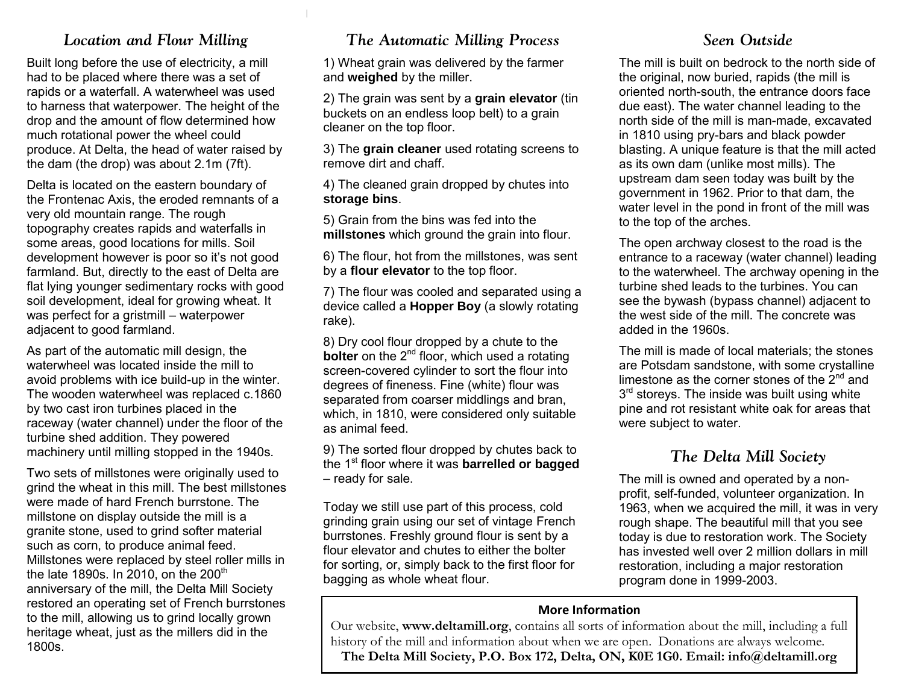## *Location and Flour Milling*

Built long before the use of electricity, a mill had to be placed where there was a set of rapids or a waterfall. A waterwheel was used to harness that waterpower. The height of the drop and the amount of flow determined how much rotational power the wheel could produce. At Delta, the head of water raised by the dam (the drop) was about 2.1m (7ft).

Delta is located on the eastern boundary of the Frontenac Axis, the eroded remnants of a very old mountain range. The rough topography creates rapids and waterfalls in some areas, good locations for mills. Soil development however is poor so it's not good farmland. But, directly to the east of Delta are flat lying younger sedimentary rocks with good soil development, ideal for growing wheat. It was perfect for a gristmill – waterpower adjacent to good farmland.

As part of the automatic mill design, the waterwheel was located inside the mill to avoid problems with ice build-up in the winter. The wooden waterwheel was replaced c.1860 by two cast iron turbines placed in the raceway (water channel) under the floor of the turbine shed addition. They powered machinery until milling stopped in the 1940s.

Two sets of millstones were originally used to grind the wheat in this mill. The best millstones were made of hard French burrstone. The millstone on display outside the mill is a granite stone, used to grind softer material such as corn, to produce animal feed. Millstones were replaced by steel roller mills in the late 1890s. In 2010, on the 200th anniversary of the mill, the Delta Mill Society restored an operating set of French burrstones to the mill, allowing us to grind locally grown heritage wheat, just as the millers did in the 1800s.

## *The Automatic Milling Process*

1) Wheat grain was delivered by the farmer and **weighed** by the miller.

2) The grain was sent by a **grain elevator** (tin buckets on an endless loop belt) to a grain cleaner on the top floor.

3) The **grain cleaner** used rotating screens to remove dirt and chaff.

4) The cleaned grain dropped by chutes into **storage bins**.

5) Grain from the bins was fed into the **millstones** which ground the grain into flour.

6) The flour, hot from the millstones, was sent by a **flour elevator** to the top floor.

7) The flour was cooled and separated using a device called a **Hopper Boy** (a slowly rotating rake).

8) Dry cool flour dropped by a chute to the **bolter** on the 2nd floor, which used a rotating screen-covered cylinder to sort the flour into degrees of fineness. Fine (white) flour was separated from coarser middlings and bran, which, in 1810, were considered only suitable as animal feed.

9) The sorted flour dropped by chutes back to the 1st floor where it was **barrelled or bagged** – ready for sale.

Today we still use part of this process, cold grinding grain using our set of vintage French burrstones. Freshly ground flour is sent by a flour elevator and chutes to either the bolter for sorting, or, simply back to the first floor for bagging as whole wheat flour.

## *Seen Outside*

The mill is built on bedrock to the north side of the original, now buried, rapids (the mill is oriented north-south, the entrance doors face due east). The water channel leading to the north side of the mill is man-made, excavated in 1810 using pry-bars and black powder blasting. A unique feature is that the mill acted as its own dam (unlike most mills). The upstream dam seen today was built by the government in 1962. Prior to that dam, the water level in the pond in front of the mill was to the top of the arches.

The open archway closest to the road is the entrance to a raceway (water channel) leading to the waterwheel. The archway opening in the turbine shed leads to the turbines. You can see the bywash (bypass channel) adjacent to the west side of the mill. The concrete was added in the 1960s.

The mill is made of local materials; the stones are Potsdam sandstone, with some crystalline limestone as the corner stones of the 2nd and 3rd storeys. The inside was built using white pine and rot resistant white oak for areas that were subject to water.

## *The Delta Mill Society*

The mill is owned and operated by a non-profit, self-funded, volunteer organization. In 1963, when we acquired the mill, it was in very rough shape. The beautiful mill that you see today is due to restoration work. The Society has invested well over 2 million dollars in mill restoration, including a major restoration program done in 1999-2003.

**More Information**

Our website, **www.deltamill.org**, contains all sorts of information about the mill, including a full history of the mill and information about when we are open. Donations are always welcome.

**The Delta Mill Society, P.O. Box 172, Delta, ON, K0E 1G0. Email: info@deltamill.org**